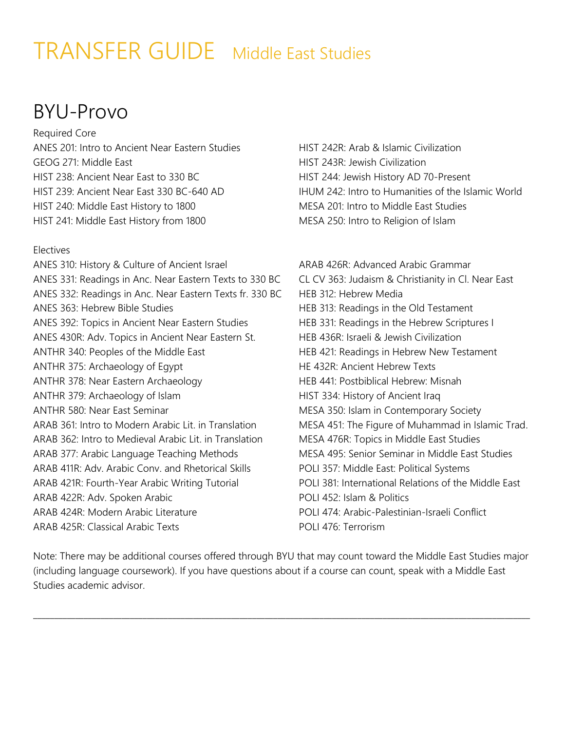# TRANSFER GUIDE Middle East Studies

## BYU-Provo

Required Core

ANES 201: Intro to Ancient Near Eastern Studies
GEOG 271: Middle East
HIST 238: Ancient Near East to 330 BC
HIST 239: Ancient Near East 330 BC-640 AD
HIST 240: Middle East History to 1800
HIST 241: Middle East History from 1800
HIST 242R: Arab & Islamic Civilization
HIST 243R: Jewish Civilization
HIST 244: Jewish History AD 70-Present
IHUM 242: Intro to Humanities of the Islamic World
MESA 201: Intro to Middle East Studies
MESA 250: Intro to Religion of Islam

Electives

ANES 310: History & Culture of Ancient Israel
ANES 331: Readings in Anc. Near Eastern Texts to 330 BC
ANES 332: Readings in Anc. Near Eastern Texts fr. 330 BC
ANES 363: Hebrew Bible Studies
ANES 392: Topics in Ancient Near Eastern Studies
ANES 430R: Adv. Topics in Ancient Near Eastern St.
ANTHR 340: Peoples of the Middle East
ANTHR 375: Archaeology of Egypt
ANTHR 378: Near Eastern Archaeology
ANTHR 379: Archaeology of Islam
ANTHR 580: Near East Seminar
ARAB 361: Intro to Modern Arabic Lit. in Translation
ARAB 362: Intro to Medieval Arabic Lit. in Translation
ARAB 377: Arabic Language Teaching Methods
ARAB 411R: Adv. Arabic Conv. and Rhetorical Skills
ARAB 421R: Fourth-Year Arabic Writing Tutorial
ARAB 422R: Adv. Spoken Arabic
ARAB 424R: Modern Arabic Literature
ARAB 425R: Classical Arabic Texts
ARAB 426R: Advanced Arabic Grammar
CL CV 363: Judaism & Christianity in Cl. Near East
HEB 312: Hebrew Media
HEB 313: Readings in the Old Testament
HEB 331: Readings in the Hebrew Scriptures I
HEB 436R: Israeli & Jewish Civilization
HEB 421: Readings in Hebrew New Testament
HE 432R: Ancient Hebrew Texts
HEB 441: Postbiblical Hebrew: Misnah
HIST 334: History of Ancient Iraq
MESA 350: Islam in Contemporary Society
MESA 451: The Figure of Muhammad in Islamic Trad.
MESA 476R: Topics in Middle East Studies
MESA 495: Senior Seminar in Middle East Studies
POLI 357: Middle East: Political Systems
POLI 381: International Relations of the Middle East
POLI 452: Islam & Politics
POLI 474: Arabic-Palestinian-Israeli Conflict
POLI 476: Terrorism

Note: There may be additional courses offered through BYU that may count toward the Middle East Studies major (including language coursework). If you have questions about if a course can count, speak with a Middle East Studies academic advisor.

---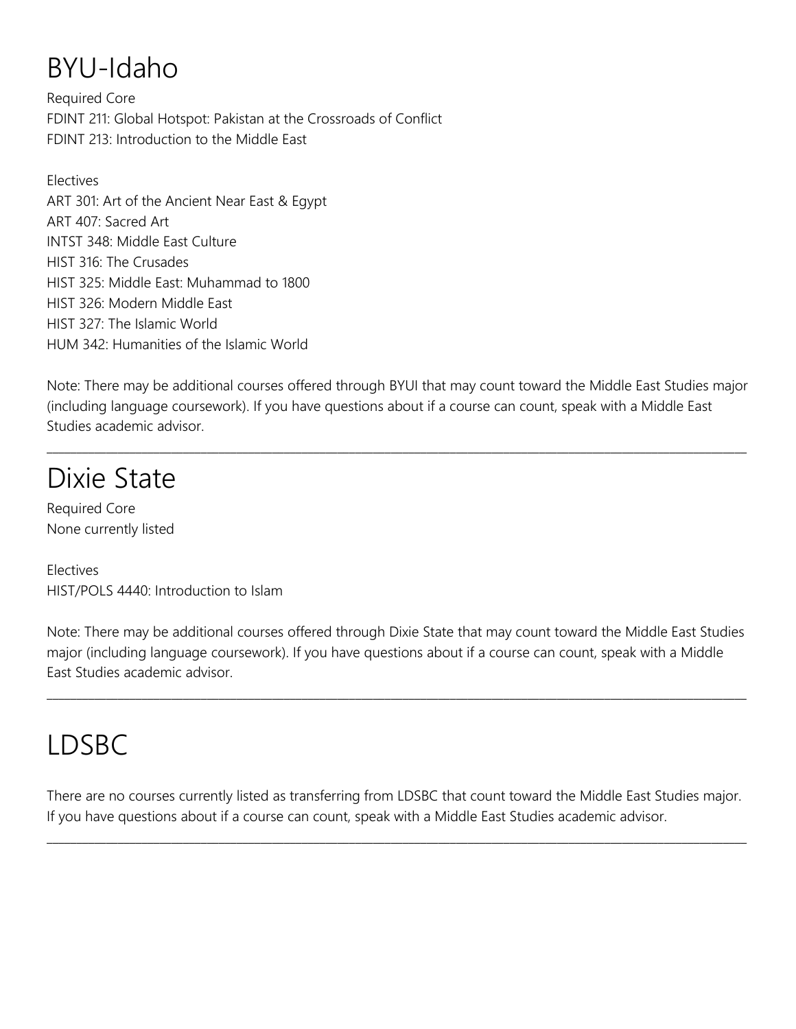# BYU-Idaho

Required Core
FDINT 211: Global Hotspot: Pakistan at the Crossroads of Conflict
FDINT 213: Introduction to the Middle East

Electives
ART 301: Art of the Ancient Near East & Egypt
ART 407: Sacred Art
INTST 348: Middle East Culture
HIST 316: The Crusades
HIST 325: Middle East: Muhammad to 1800
HIST 326: Modern Middle East
HIST 327: The Islamic World
HUM 342: Humanities of the Islamic World

Note: There may be additional courses offered through BYUI that may count toward the Middle East Studies major (including language coursework). If you have questions about if a course can count, speak with a Middle East Studies academic advisor.

---

# Dixie State

Required Core
None currently listed

Electives
HIST/POLS 4440: Introduction to Islam

Note: There may be additional courses offered through Dixie State that may count toward the Middle East Studies major (including language coursework). If you have questions about if a course can count, speak with a Middle East Studies academic advisor.

---

# LDSBC

There are no courses currently listed as transferring from LDSBC that count toward the Middle East Studies major. If you have questions about if a course can count, speak with a Middle East Studies academic advisor.

---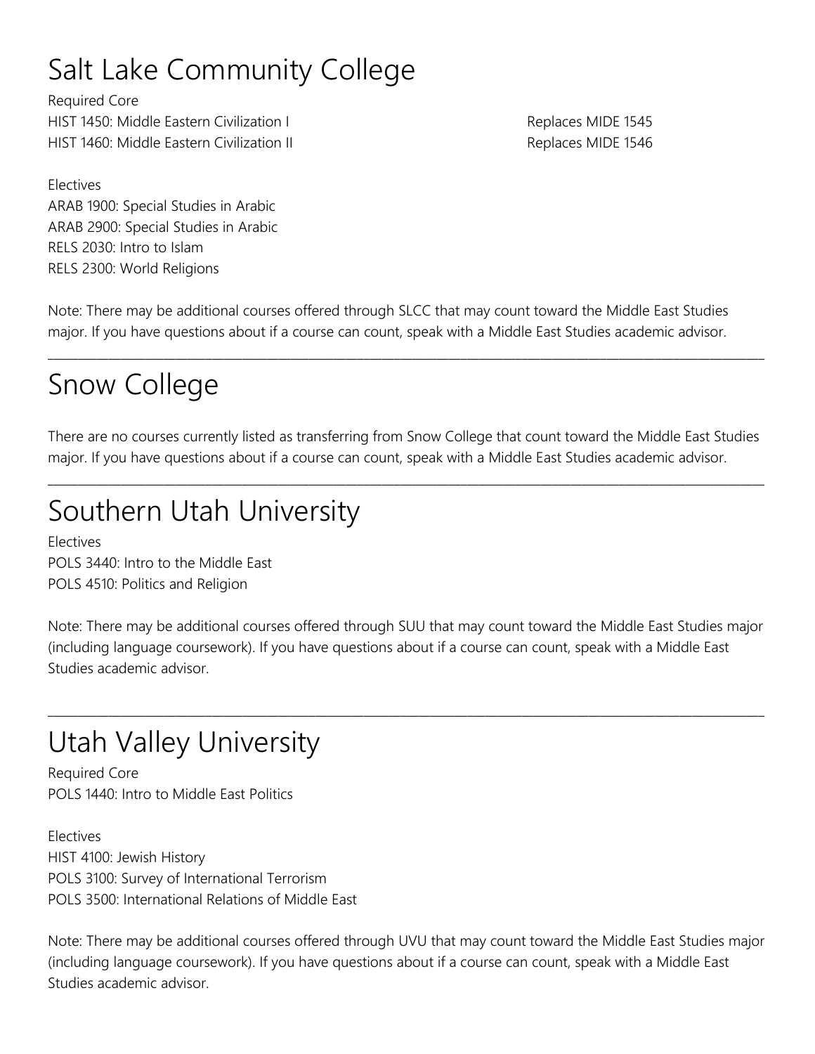# Salt Lake Community College

Required Core

| | |
|---|---|
| HIST 1450: Middle Eastern Civilization I | Replaces MIDE 1545 |
| HIST 1460: Middle Eastern Civilization II | Replaces MIDE 1546 |

Electives

ARAB 1900: Special Studies in Arabic
ARAB 2900: Special Studies in Arabic
RELS 2030: Intro to Islam
RELS 2300: World Religions

Note: There may be additional courses offered through SLCC that may count toward the Middle East Studies major. If you have questions about if a course can count, speak with a Middle East Studies academic advisor.

---

# Snow College

There are no courses currently listed as transferring from Snow College that count toward the Middle East Studies major. If you have questions about if a course can count, speak with a Middle East Studies academic advisor.

---

# Southern Utah University

Electives

POLS 3440: Intro to the Middle East
POLS 4510: Politics and Religion

Note: There may be additional courses offered through SUU that may count toward the Middle East Studies major (including language coursework). If you have questions about if a course can count, speak with a Middle East Studies academic advisor.

---

# Utah Valley University

Required Core

POLS 1440: Intro to Middle East Politics

Electives

HIST 4100: Jewish History
POLS 3100: Survey of International Terrorism
POLS 3500: International Relations of Middle East

Note: There may be additional courses offered through UVU that may count toward the Middle East Studies major (including language coursework). If you have questions about if a course can count, speak with a Middle East Studies academic advisor.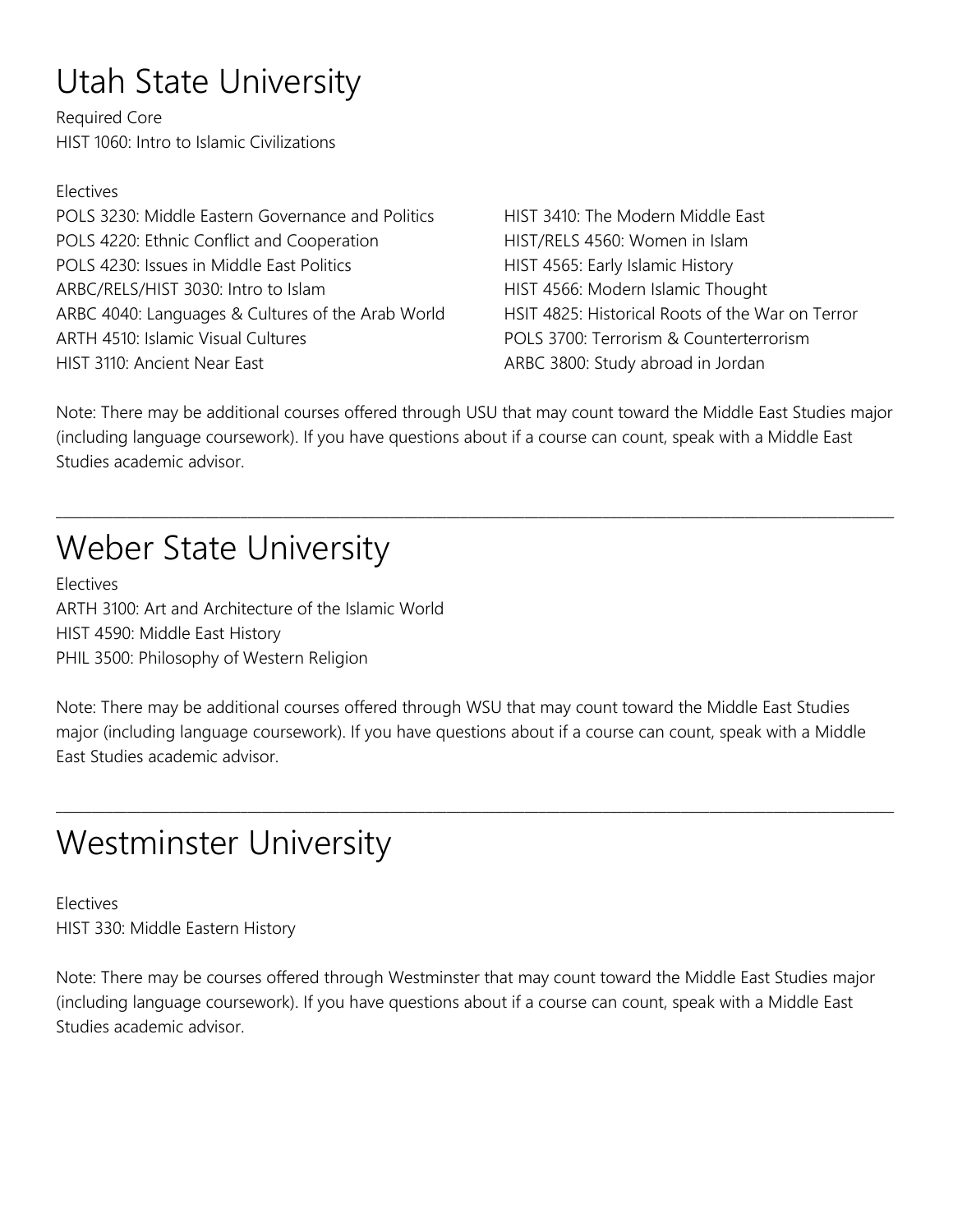# Utah State University

Required Core
HIST 1060: Intro to Islamic Civilizations

Electives
POLS 3230: Middle Eastern Governance and Politics
POLS 4220: Ethnic Conflict and Cooperation
POLS 4230: Issues in Middle East Politics
ARBC/RELS/HIST 3030: Intro to Islam
ARBC 4040: Languages & Cultures of the Arab World
ARTH 4510: Islamic Visual Cultures
HIST 3110: Ancient Near East
HIST 3410: The Modern Middle East
HIST/RELS 4560: Women in Islam
HIST 4565: Early Islamic History
HIST 4566: Modern Islamic Thought
HSIT 4825: Historical Roots of the War on Terror
POLS 3700: Terrorism & Counterterrorism
ARBC 3800: Study abroad in Jordan

Note: There may be additional courses offered through USU that may count toward the Middle East Studies major (including language coursework). If you have questions about if a course can count, speak with a Middle East Studies academic advisor.

---

# Weber State University

Electives
ARTH 3100: Art and Architecture of the Islamic World
HIST 4590: Middle East History
PHIL 3500: Philosophy of Western Religion

Note: There may be additional courses offered through WSU that may count toward the Middle East Studies major (including language coursework). If you have questions about if a course can count, speak with a Middle East Studies academic advisor.

---

# Westminster University

Electives
HIST 330: Middle Eastern History

Note: There may be courses offered through Westminster that may count toward the Middle East Studies major (including language coursework). If you have questions about if a course can count, speak with a Middle East Studies academic advisor.